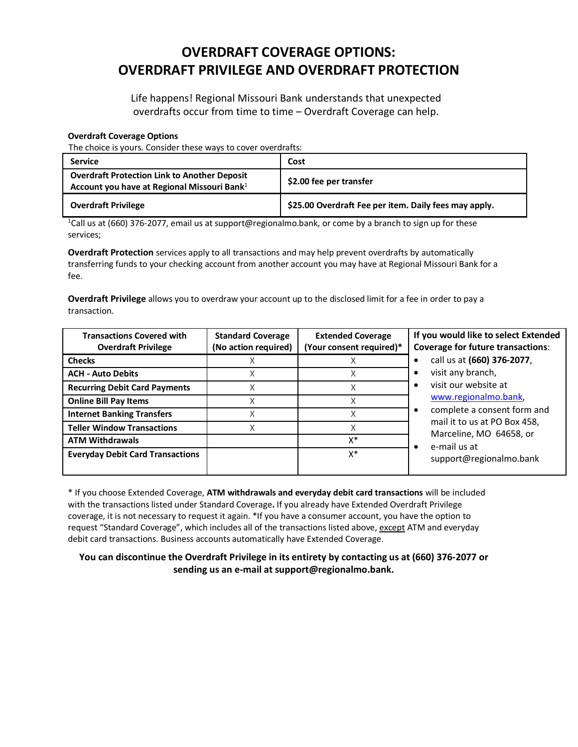# OVERDRAFT COVERAGE OPTIONS: OVERDRAFT PRIVILEGE AND OVERDRAFT PROTECTION

Life happens! Regional Missouri Bank understands that unexpected overdrafts occur from time to time – Overdraft Coverage can help.

**Overdraft Coverage Options**

The choice is yours. Consider these ways to cover overdrafts:

| Service | Cost |
|---|---|
| **Overdraft Protection Link to Another Deposit Account you have at Regional Missouri Bank**[1] | **$2.00 fee per transfer** |
| **Overdraft Privilege** | **$25.00 Overdraft Fee per item. Daily fees may apply.** |

[1]Call us at (660) 376-2077, email us at support@regionalmo.bank, or come by a branch to sign up for these services;

**Overdraft Protection** services apply to all transactions and may help prevent overdrafts by automatically transferring funds to your checking account from another account you may have at Regional Missouri Bank for a fee.

**Overdraft Privilege** allows you to overdraw your account up to the disclosed limit for a fee in order to pay a transaction.

| Transactions Covered with Overdraft Privilege | Standard Coverage (No action required) | Extended Coverage (Your consent required)* |
|---|---|---|
| **Checks** | X | X |
| **ACH - Auto Debits** | X | X |
| **Recurring Debit Card Payments** | X | X |
| **Online Bill Pay Items** | X | X |
| **Internet Banking Transfers** | X | X |
| **Teller Window Transactions** | X | X |
| **ATM Withdrawals** | | X* |
| **Everyday Debit Card Transactions** | | X* |

**If you would like to select Extended Coverage for future transactions**:

- call us at **(660) 376-2077**,
- visit any branch,
- visit our website at www.regionalmo.bank,
- complete a consent form and mail it to us at PO Box 458, Marceline, MO 64658, or
- e-mail us at support@regionalmo.bank

* If you choose Extended Coverage, **ATM withdrawals and everyday debit card transactions** will be included with the transactions listed under Standard Coverage**.** If you already have Extended Overdraft Privilege coverage, it is not necessary to request it again. *If you have a consumer account, you have the option to request "Standard Coverage", which includes all of the transactions listed above, except ATM and everyday debit card transactions. Business accounts automatically have Extended Coverage.

**You can discontinue the Overdraft Privilege in its entirety by contacting us at (660) 376-2077 or sending us an e-mail at support@regionalmo.bank.**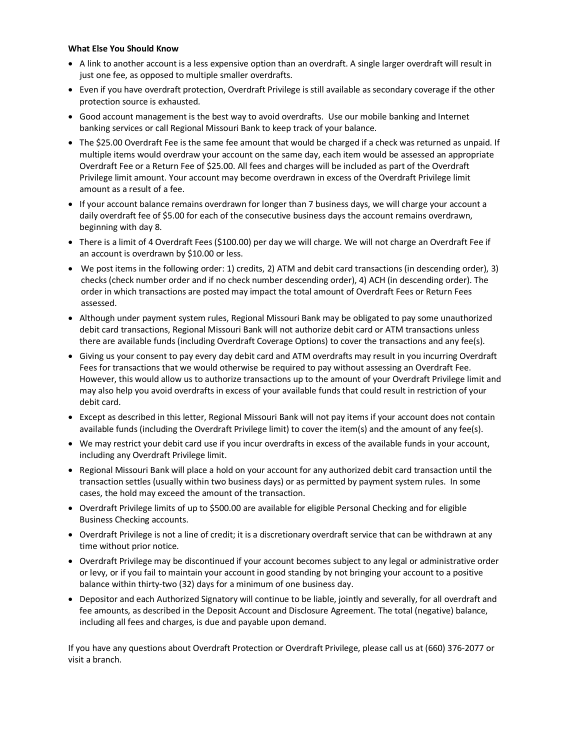**What Else You Should Know**

- A link to another account is a less expensive option than an overdraft. A single larger overdraft will result in just one fee, as opposed to multiple smaller overdrafts.
- Even if you have overdraft protection, Overdraft Privilege is still available as secondary coverage if the other protection source is exhausted.
- Good account management is the best way to avoid overdrafts. Use our mobile banking and Internet banking services or call Regional Missouri Bank to keep track of your balance.
- The $25.00 Overdraft Fee is the same fee amount that would be charged if a check was returned as unpaid. If multiple items would overdraw your account on the same day, each item would be assessed an appropriate Overdraft Fee or a Return Fee of $25.00. All fees and charges will be included as part of the Overdraft Privilege limit amount. Your account may become overdrawn in excess of the Overdraft Privilege limit amount as a result of a fee.
- If your account balance remains overdrawn for longer than 7 business days, we will charge your account a daily overdraft fee of $5.00 for each of the consecutive business days the account remains overdrawn, beginning with day 8.
- There is a limit of 4 Overdraft Fees ($100.00) per day we will charge. We will not charge an Overdraft Fee if an account is overdrawn by $10.00 or less.
- We post items in the following order: 1) credits, 2) ATM and debit card transactions (in descending order), 3) checks (check number order and if no check number descending order), 4) ACH (in descending order). The order in which transactions are posted may impact the total amount of Overdraft Fees or Return Fees assessed.
- Although under payment system rules, Regional Missouri Bank may be obligated to pay some unauthorized debit card transactions, Regional Missouri Bank will not authorize debit card or ATM transactions unless there are available funds (including Overdraft Coverage Options) to cover the transactions and any fee(s).
- Giving us your consent to pay every day debit card and ATM overdrafts may result in you incurring Overdraft Fees for transactions that we would otherwise be required to pay without assessing an Overdraft Fee. However, this would allow us to authorize transactions up to the amount of your Overdraft Privilege limit and may also help you avoid overdrafts in excess of your available funds that could result in restriction of your debit card.
- Except as described in this letter, Regional Missouri Bank will not pay items if your account does not contain available funds (including the Overdraft Privilege limit) to cover the item(s) and the amount of any fee(s).
- We may restrict your debit card use if you incur overdrafts in excess of the available funds in your account, including any Overdraft Privilege limit.
- Regional Missouri Bank will place a hold on your account for any authorized debit card transaction until the transaction settles (usually within two business days) or as permitted by payment system rules. In some cases, the hold may exceed the amount of the transaction.
- Overdraft Privilege limits of up to $500.00 are available for eligible Personal Checking and for eligible Business Checking accounts.
- Overdraft Privilege is not a line of credit; it is a discretionary overdraft service that can be withdrawn at any time without prior notice.
- Overdraft Privilege may be discontinued if your account becomes subject to any legal or administrative order or levy, or if you fail to maintain your account in good standing by not bringing your account to a positive balance within thirty-two (32) days for a minimum of one business day.
- Depositor and each Authorized Signatory will continue to be liable, jointly and severally, for all overdraft and fee amounts, as described in the Deposit Account and Disclosure Agreement. The total (negative) balance, including all fees and charges, is due and payable upon demand.

If you have any questions about Overdraft Protection or Overdraft Privilege, please call us at (660) 376-2077 or visit a branch.